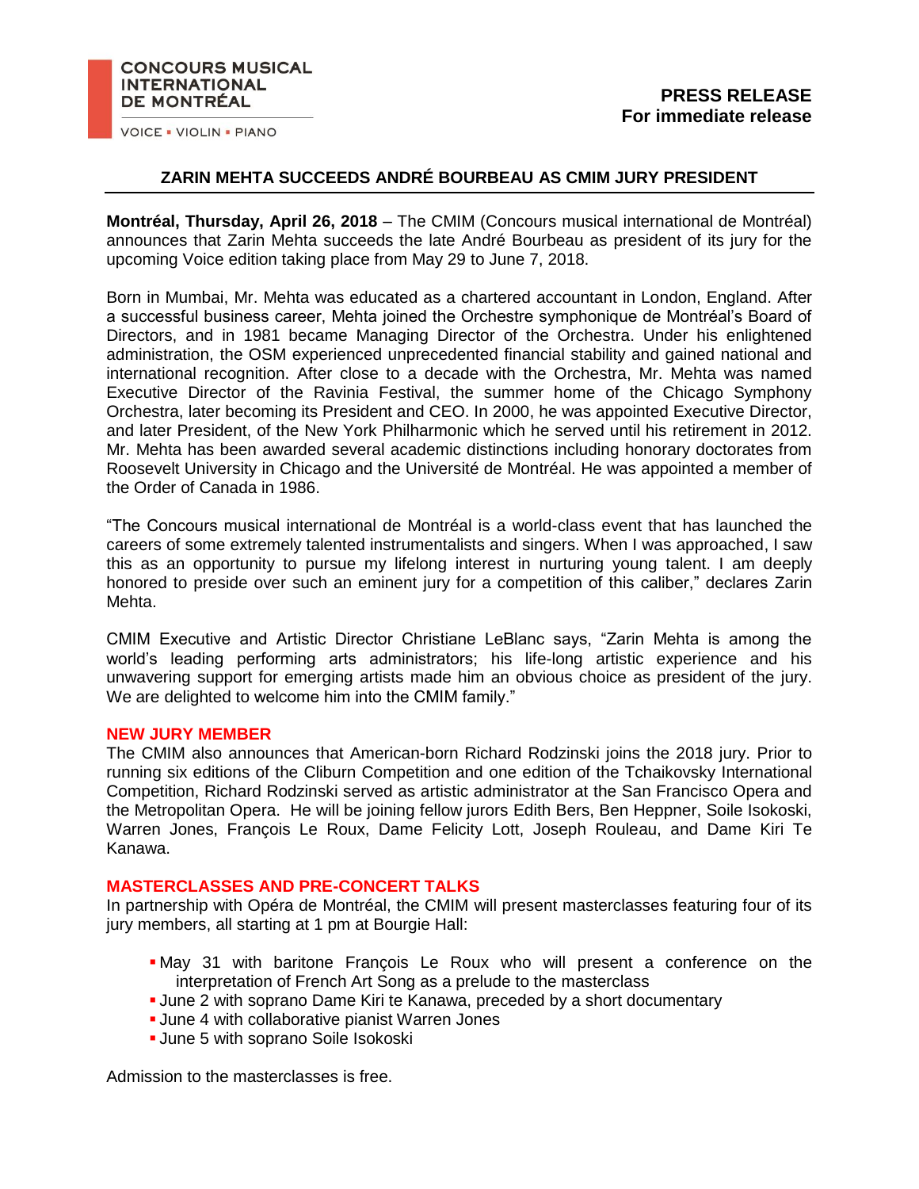CONCOURS MUSICAL INTERNATIONAL DE MONTRÉAL

VOICE ▪ VIOLIN ▪ PIANO

**PRESS RELEASE**
**For immediate release**

# ZARIN MEHTA SUCCEEDS ANDRÉ BOURBEAU AS CMIM JURY PRESIDENT

**Montréal, Thursday, April 26, 2018** – The CMIM (Concours musical international de Montréal) announces that Zarin Mehta succeeds the late André Bourbeau as president of its jury for the upcoming Voice edition taking place from May 29 to June 7, 2018.

Born in Mumbai, Mr. Mehta was educated as a chartered accountant in London, England. After a successful business career, Mehta joined the Orchestre symphonique de Montréal's Board of Directors, and in 1981 became Managing Director of the Orchestra. Under his enlightened administration, the OSM experienced unprecedented financial stability and gained national and international recognition. After close to a decade with the Orchestra, Mr. Mehta was named Executive Director of the Ravinia Festival, the summer home of the Chicago Symphony Orchestra, later becoming its President and CEO. In 2000, he was appointed Executive Director, and later President, of the New York Philharmonic which he served until his retirement in 2012. Mr. Mehta has been awarded several academic distinctions including honorary doctorates from Roosevelt University in Chicago and the Université de Montréal. He was appointed a member of the Order of Canada in 1986.

"The Concours musical international de Montréal is a world-class event that has launched the careers of some extremely talented instrumentalists and singers. When I was approached, I saw this as an opportunity to pursue my lifelong interest in nurturing young talent. I am deeply honored to preside over such an eminent jury for a competition of this caliber," declares Zarin Mehta.

CMIM Executive and Artistic Director Christiane LeBlanc says, "Zarin Mehta is among the world's leading performing arts administrators; his life-long artistic experience and his unwavering support for emerging artists made him an obvious choice as president of the jury. We are delighted to welcome him into the CMIM family."

## NEW JURY MEMBER

The CMIM also announces that American-born Richard Rodzinski joins the 2018 jury. Prior to running six editions of the Cliburn Competition and one edition of the Tchaikovsky International Competition, Richard Rodzinski served as artistic administrator at the San Francisco Opera and the Metropolitan Opera. He will be joining fellow jurors Edith Bers, Ben Heppner, Soile Isokoski, Warren Jones, François Le Roux, Dame Felicity Lott, Joseph Rouleau, and Dame Kiri Te Kanawa.

## MASTERCLASSES AND PRE-CONCERT TALKS

In partnership with Opéra de Montréal, the CMIM will present masterclasses featuring four of its jury members, all starting at 1 pm at Bourgie Hall:

- May 31 with baritone François Le Roux who will present a conference on the interpretation of French Art Song as a prelude to the masterclass
- June 2 with soprano Dame Kiri te Kanawa, preceded by a short documentary
- June 4 with collaborative pianist Warren Jones
- June 5 with soprano Soile Isokoski

Admission to the masterclasses is free.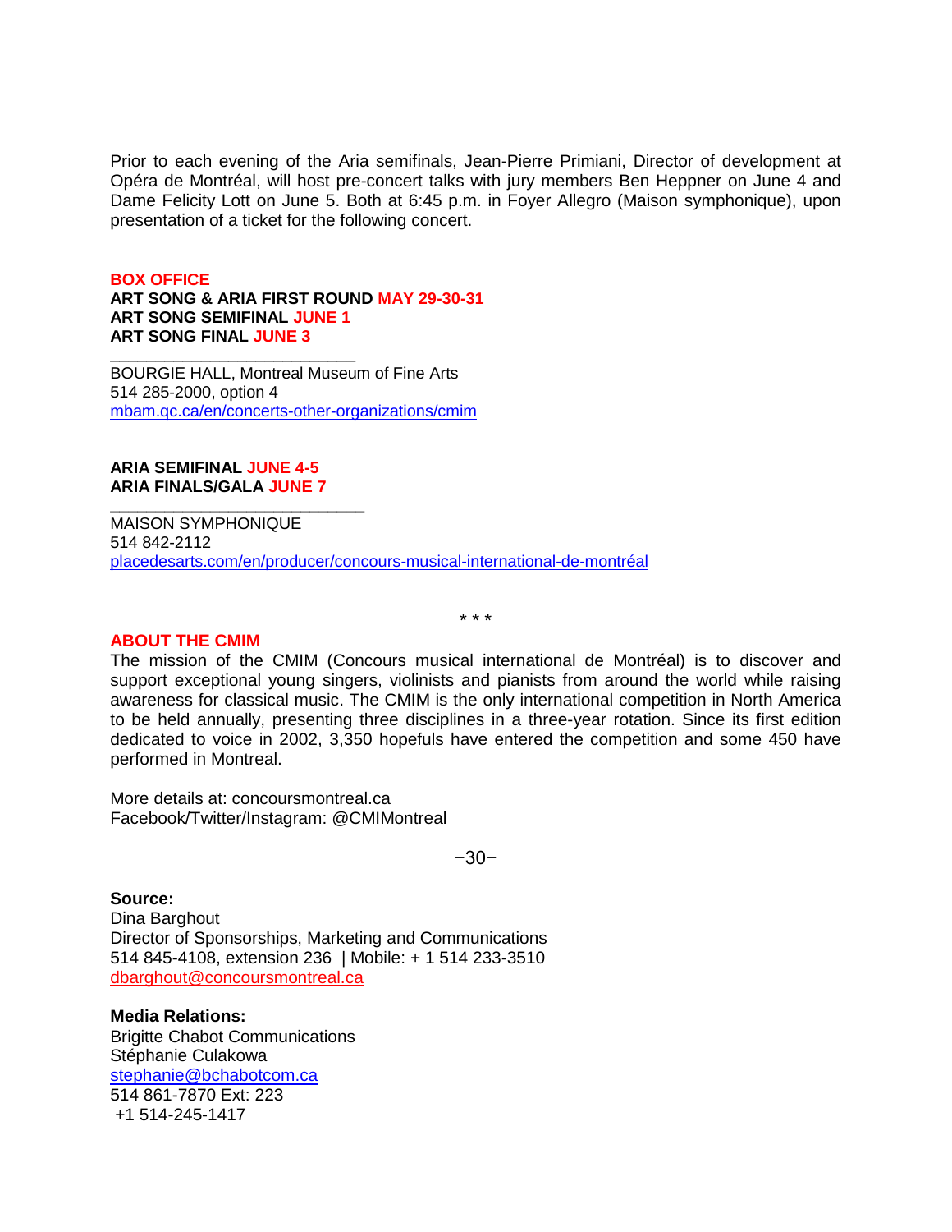Prior to each evening of the Aria semifinals, Jean-Pierre Primiani, Director of development at Opéra de Montréal, will host pre-concert talks with jury members Ben Heppner on June 4 and Dame Felicity Lott on June 5. Both at 6:45 p.m. in Foyer Allegro (Maison symphonique), upon presentation of a ticket for the following concert.

**BOX OFFICE**
**ART SONG & ARIA FIRST ROUND MAY 29-30-31**
**ART SONG SEMIFINAL JUNE 1**
**ART SONG FINAL JUNE 3**

BOURGIE HALL, Montreal Museum of Fine Arts
514 285-2000, option 4
mbam.qc.ca/en/concerts-other-organizations/cmim

**ARIA SEMIFINAL JUNE 4-5**
**ARIA FINALS/GALA JUNE 7**

MAISON SYMPHONIQUE
514 842-2112
placedesarts.com/en/producer/concours-musical-international-de-montréal

\* \* \*

**ABOUT THE CMIM**

The mission of the CMIM (Concours musical international de Montréal) is to discover and support exceptional young singers, violinists and pianists from around the world while raising awareness for classical music. The CMIM is the only international competition in North America to be held annually, presenting three disciplines in a three-year rotation. Since its first edition dedicated to voice in 2002, 3,350 hopefuls have entered the competition and some 450 have performed in Montreal.

More details at: concoursmontreal.ca
Facebook/Twitter/Instagram: @CMIMontreal

−30−

**Source:**
Dina Barghout
Director of Sponsorships, Marketing and Communications
514 845-4108, extension 236 | Mobile: + 1 514 233-3510
dbarghout@concoursmontreal.ca

**Media Relations:**
Brigitte Chabot Communications
Stéphanie Culakowa
stephanie@bchabotcom.ca
514 861-7870 Ext: 223
+1 514-245-1417